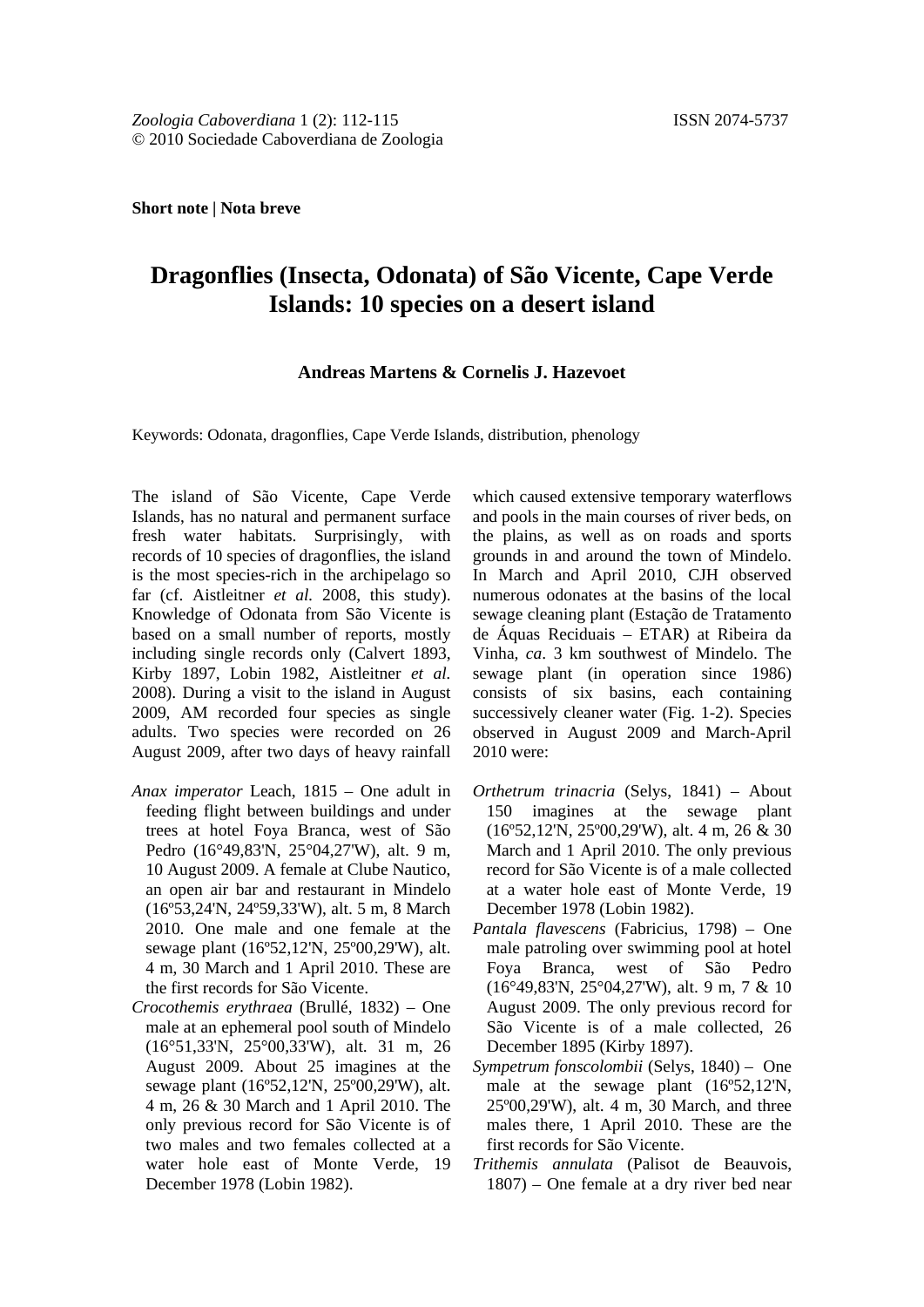*Zoologia Caboverdiana* 1 (2): 112-115 ISSN 2074-5737
© 2010 Sociedade Caboverdiana de Zoologia

**Short note | Nota breve**

# Dragonflies (Insecta, Odonata) of São Vicente, Cape Verde Islands: 10 species on a desert island

**Andreas Martens & Cornelis J. Hazevoet**

Keywords: Odonata, dragonflies, Cape Verde Islands, distribution, phenology

The island of São Vicente, Cape Verde Islands, has no natural and permanent surface fresh water habitats. Surprisingly, with records of 10 species of dragonflies, the island is the most species-rich in the archipelago so far (cf. Aistleitner *et al.* 2008, this study). Knowledge of Odonata from São Vicente is based on a small number of reports, mostly including single records only (Calvert 1893, Kirby 1897, Lobin 1982, Aistleitner *et al.* 2008). During a visit to the island in August 2009, AM recorded four species as single adults. Two species were recorded on 26 August 2009, after two days of heavy rainfall which caused extensive temporary waterflows and pools in the main courses of river beds, on the plains, as well as on roads and sports grounds in and around the town of Mindelo. In March and April 2010, CJH observed numerous odonates at the basins of the local sewage cleaning plant (Estação de Tratamento de Áquas Reciduais – ETAR) at Ribeira da Vinha, *ca*. 3 km southwest of Mindelo. The sewage plant (in operation since 1986) consists of six basins, each containing successively cleaner water (Fig. 1-2). Species observed in August 2009 and March-April 2010 were:

- *Anax imperator* Leach, 1815 – One adult in feeding flight between buildings and under trees at hotel Foya Branca, west of São Pedro (16°49,83'N, 25°04,27'W), alt. 9 m, 10 August 2009. A female at Clube Nautico, an open air bar and restaurant in Mindelo (16º53,24'N, 24º59,33'W), alt. 5 m, 8 March 2010. One male and one female at the sewage plant (16º52,12'N, 25º00,29'W), alt. 4 m, 30 March and 1 April 2010. These are the first records for São Vicente.
- *Crocothemis erythraea* (Brullé, 1832) – One male at an ephemeral pool south of Mindelo (16°51,33'N, 25°00,33'W), alt. 31 m, 26 August 2009. About 25 imagines at the sewage plant (16º52,12'N, 25º00,29'W), alt. 4 m, 26 & 30 March and 1 April 2010. The only previous record for São Vicente is of two males and two females collected at a water hole east of Monte Verde, 19 December 1978 (Lobin 1982).
- *Orthetrum trinacria* (Selys, 1841) – About 150 imagines at the sewage plant (16º52,12'N, 25º00,29'W), alt. 4 m, 26 & 30 March and 1 April 2010. The only previous record for São Vicente is of a male collected at a water hole east of Monte Verde, 19 December 1978 (Lobin 1982).
- *Pantala flavescens* (Fabricius, 1798) – One male patroling over swimming pool at hotel Foya Branca, west of São Pedro (16°49,83'N, 25°04,27'W), alt. 9 m, 7 & 10 August 2009. The only previous record for São Vicente is of a male collected, 26 December 1895 (Kirby 1897).
- *Sympetrum fonscolombii* (Selys, 1840) – One male at the sewage plant (16º52,12'N, 25º00,29'W), alt. 4 m, 30 March, and three males there, 1 April 2010. These are the first records for São Vicente.
- *Trithemis annulata* (Palisot de Beauvois, 1807) – One female at a dry river bed near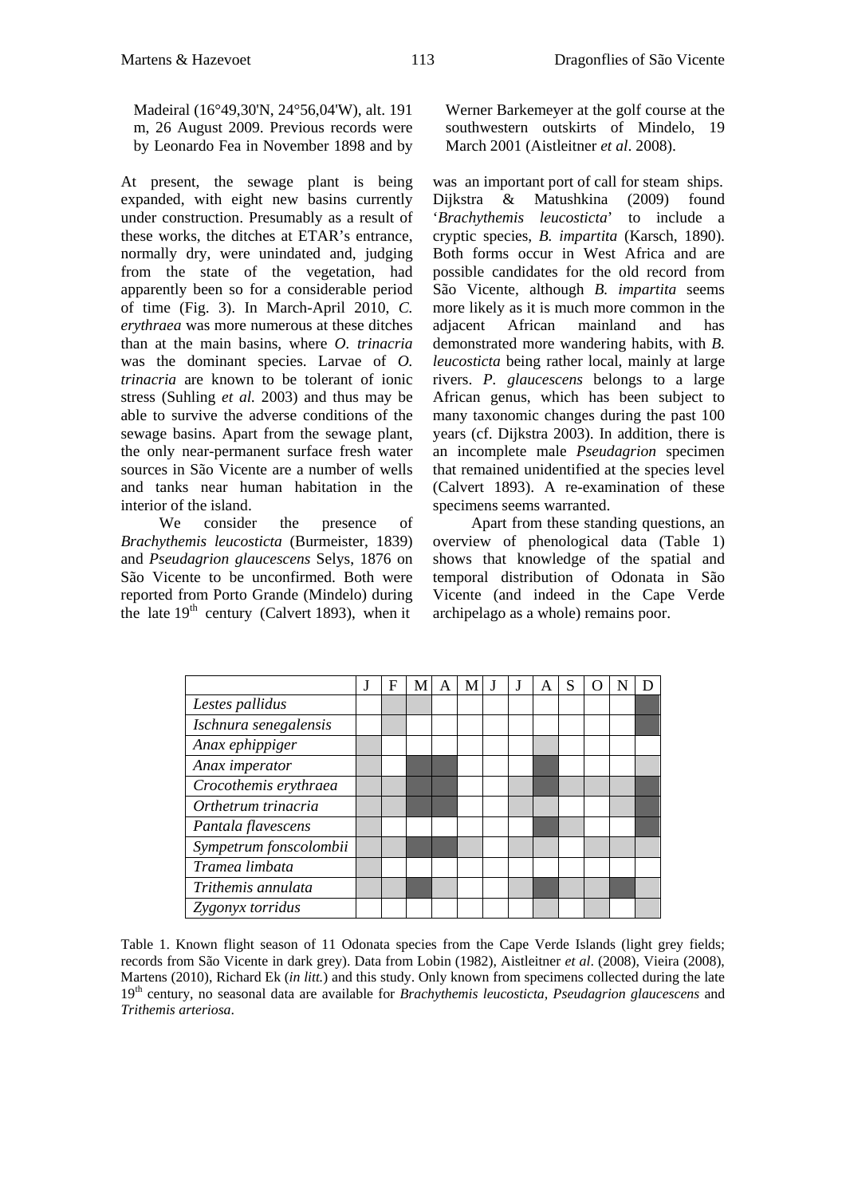Madeiral (16°49,30'N, 24°56,04'W), alt. 191 m, 26 August 2009. Previous records were by Leonardo Fea in November 1898 and by Werner Barkemeyer at the golf course at the southwestern outskirts of Mindelo, 19 March 2001 (Aistleitner *et al*. 2008).

At present, the sewage plant is being expanded, with eight new basins currently under construction. Presumably as a result of these works, the ditches at ETAR's entrance, normally dry, were unindated and, judging from the state of the vegetation, had apparently been so for a considerable period of time (Fig. 3). In March-April 2010, *C. erythraea* was more numerous at these ditches than at the main basins, where *O. trinacria* was the dominant species. Larvae of *O. trinacria* are known to be tolerant of ionic stress (Suhling *et al.* 2003) and thus may be able to survive the adverse conditions of the sewage basins. Apart from the sewage plant, the only near-permanent surface fresh water sources in São Vicente are a number of wells and tanks near human habitation in the interior of the island.

We consider the presence of *Brachythemis leucosticta* (Burmeister, 1839) and *Pseudagrion glaucescens* Selys, 1876 on São Vicente to be unconfirmed. Both were reported from Porto Grande (Mindelo) during the late 19th century (Calvert 1893), when it was an important port of call for steam ships. Dijkstra & Matushkina (2009) found '*Brachythemis leucosticta*' to include a cryptic species, *B. impartita* (Karsch, 1890). Both forms occur in West Africa and are possible candidates for the old record from São Vicente, although *B. impartita* seems more likely as it is much more common in the adjacent African mainland and has demonstrated more wandering habits, with *B. leucosticta* being rather local, mainly at large rivers. *P. glaucescens* belongs to a large African genus, which has been subject to many taxonomic changes during the past 100 years (cf. Dijkstra 2003). In addition, there is an incomplete male *Pseudagrion* specimen that remained unidentified at the species level (Calvert 1893). A re-examination of these specimens seems warranted.

Apart from these standing questions, an overview of phenological data (Table 1) shows that knowledge of the spatial and temporal distribution of Odonata in São Vicente (and indeed in the Cape Verde archipelago as a whole) remains poor.

| | J | F | M | A | M | J | J | A | S | O | N | D |
|---|---|---|---|---|---|---|---|---|---|---|---|---|
| *Lestes pallidus* | | ○ | ○ | | | | | | | | | ● |
| *Ischnura senegalensis* | | ○ | | | | | | | | | | ● |
| *Anax ephippiger* | ○ | | | | | | | ○ | | | | |
| *Anax imperator* | ○ | | ● | ● | | | | ● | | | | ○ |
| *Crocothemis erythraea* | ○ | ○ | ● | ● | | | ○ | ● | ○ | ○ | ○ | ● |
| *Orthetrum trinacria* | ○ | ○ | ● | ● | | | ○ | ○ | | | ○ | ● |
| *Pantala flavescens* | ○ | ○ | ○ | | | | ○ | ● | ○ | | | ● |
| *Sympetrum fonscolombii* | ○ | ○ | ● | ● | ○ | | ○ | ○ | | ○ | ○ | ○ |
| *Tramea limbata* | ○ | | | | | | | | | | | |
| *Trithemis annulata* | ○ | ○ | ● | ○ | | | ○ | ● | ○ | ○ | ● | ○ |
| *Zygonyx torridus* | | | | | | | | ○ | | ○ | | ○ |

Table 1. Known flight season of 11 Odonata species from the Cape Verde Islands (light grey fields; records from São Vicente in dark grey). Data from Lobin (1982), Aistleitner *et al*. (2008), Vieira (2008), Martens (2010), Richard Ek (*in litt.*) and this study. Only known from specimens collected during the late 19th century, no seasonal data are available for *Brachythemis leucosticta*, *Pseudagrion glaucescens* and *Trithemis arteriosa*.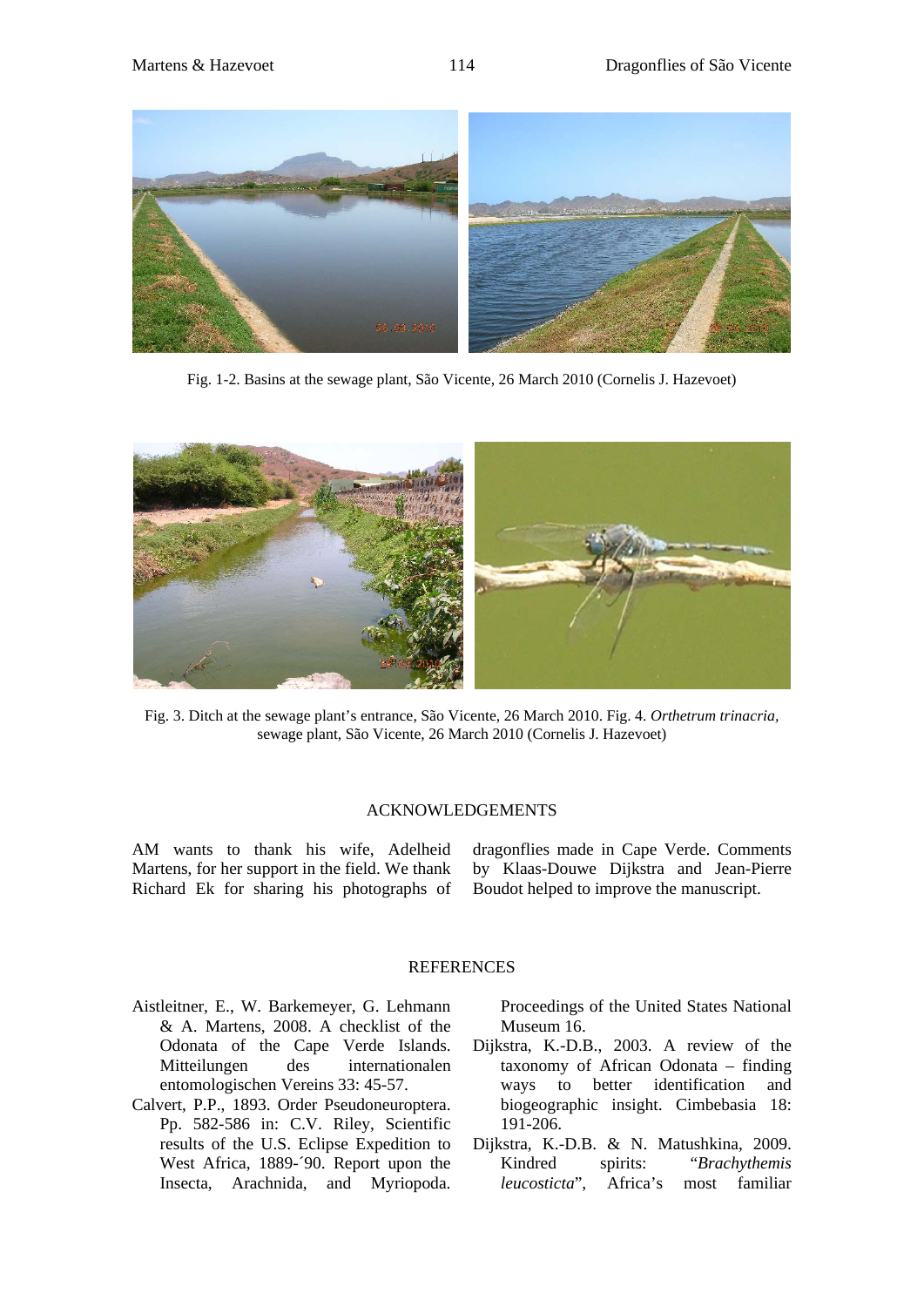Fig. 1-2. Basins at the sewage plant, São Vicente, 26 March 2010 (Cornelis J. Hazevoet)

Fig. 3. Ditch at the sewage plant's entrance, São Vicente, 26 March 2010. Fig. 4. *Orthetrum trinacria*, sewage plant, São Vicente, 26 March 2010 (Cornelis J. Hazevoet)

## ACKNOWLEDGEMENTS

AM wants to thank his wife, Adelheid Martens, for her support in the field. We thank Richard Ek for sharing his photographs of dragonflies made in Cape Verde. Comments by Klaas-Douwe Dijkstra and Jean-Pierre Boudot helped to improve the manuscript.

## REFERENCES

Aistleitner, E., W. Barkemeyer, G. Lehmann & A. Martens, 2008. A checklist of the Odonata of the Cape Verde Islands. Mitteilungen des internationalen entomologischen Vereins 33: 45-57.

Calvert, P.P., 1893. Order Pseudoneuroptera. Pp. 582-586 in: C.V. Riley, Scientific results of the U.S. Eclipse Expedition to West Africa, 1889-´90. Report upon the Insecta, Arachnida, and Myriopoda. Proceedings of the United States National Museum 16.

Dijkstra, K.-D.B., 2003. A review of the taxonomy of African Odonata – finding ways to better identification and biogeographic insight. Cimbebasia 18: 191-206.

Dijkstra, K.-D.B. & N. Matushkina, 2009. Kindred spirits: "*Brachythemis leucosticta*", Africa's most familiar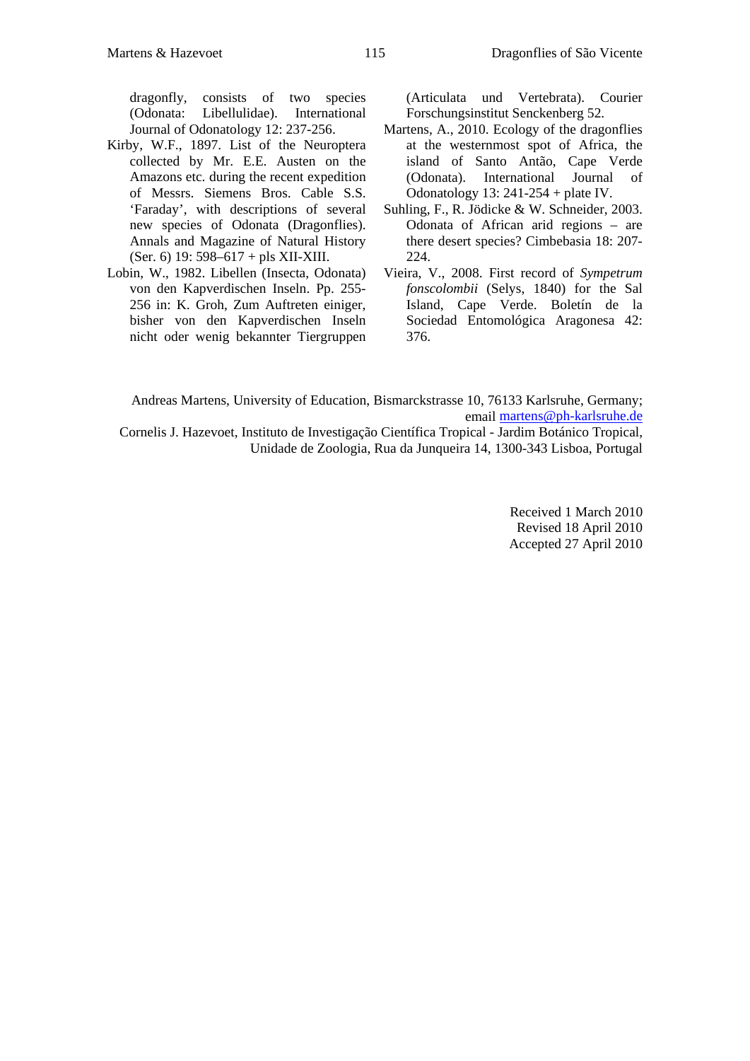dragonfly, consists of two species (Odonata: Libellulidae). International Journal of Odonatology 12: 237-256.

Kirby, W.F., 1897. List of the Neuroptera collected by Mr. E.E. Austen on the Amazons etc. during the recent expedition of Messrs. Siemens Bros. Cable S.S. 'Faraday', with descriptions of several new species of Odonata (Dragonflies). Annals and Magazine of Natural History (Ser. 6) 19: 598–617 + pls XII-XIII.

Lobin, W., 1982. Libellen (Insecta, Odonata) von den Kapverdischen Inseln. Pp. 255-256 in: K. Groh, Zum Auftreten einiger, bisher von den Kapverdischen Inseln nicht oder wenig bekannter Tiergruppen (Articulata und Vertebrata). Courier Forschungsinstitut Senckenberg 52.

Martens, A., 2010. Ecology of the dragonflies at the westernmost spot of Africa, the island of Santo Antão, Cape Verde (Odonata). International Journal of Odonatology 13: 241-254 + plate IV.

Suhling, F., R. Jödicke & W. Schneider, 2003. Odonata of African arid regions – are there desert species? Cimbebasia 18: 207-224.

Vieira, V., 2008. First record of *Sympetrum fonscolombii* (Selys, 1840) for the Sal Island, Cape Verde. Boletín de la Sociedad Entomológica Aragonesa 42: 376.

Andreas Martens, University of Education, Bismarckstrasse 10, 76133 Karlsruhe, Germany; email martens@ph-karlsruhe.de

Cornelis J. Hazevoet, Instituto de Investigação Científica Tropical - Jardim Botánico Tropical, Unidade de Zoologia, Rua da Junqueira 14, 1300-343 Lisboa, Portugal

Received 1 March 2010
Revised 18 April 2010
Accepted 27 April 2010